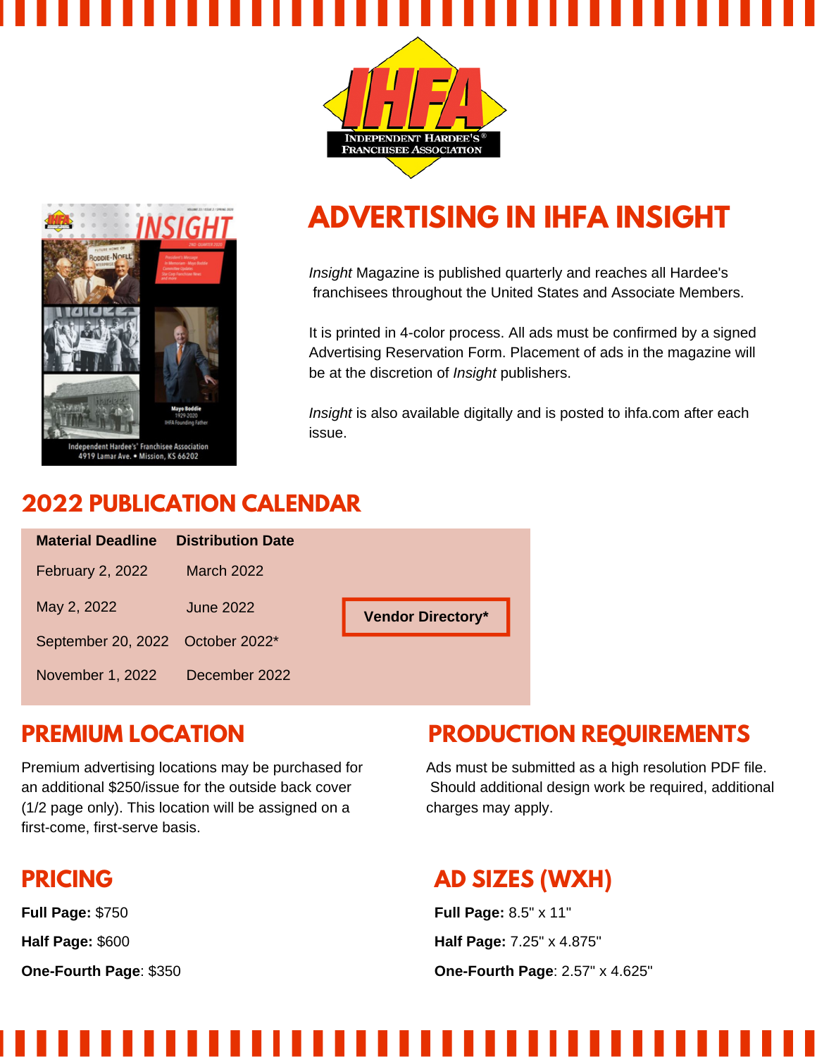INDEPENDENT HARDEE'S® FRANCHISEE ASSOCIATION

# ADVERTISING IN IHFA INSIGHT

*Insight* Magazine is published quarterly and reaches all Hardee's franchisees throughout the United States and Associate Members.

It is printed in 4-color process. All ads must be confirmed by a signed Advertising Reservation Form. Placement of ads in the magazine will be at the discretion of *Insight* publishers.

*Insight* is also available digitally and is posted to ihfa.com after each issue.

## 2022 PUBLICATION CALENDAR

| Material Deadline | Distribution Date |
|---|---|
| February 2, 2022 | March 2022 |
| May 2, 2022 | June 2022 |
| September 20, 2022 | October 2022* |
| November 1, 2022 | December 2022 |

**Vendor Directory***

## PREMIUM LOCATION

Premium advertising locations may be purchased for an additional $250/issue for the outside back cover (1/2 page only). This location will be assigned on a first-come, first-serve basis.

## PRODUCTION REQUIREMENTS

Ads must be submitted as a high resolution PDF file. Should additional design work be required, additional charges may apply.

## PRICING

**Full Page:** $750

**Half Page:** $600

**One-Fourth Page**: $350

## AD SIZES (WXH)

**Full Page:** 8.5" x 11"

**Half Page:** 7.25" x 4.875"

**One-Fourth Page**: 2.57" x 4.625"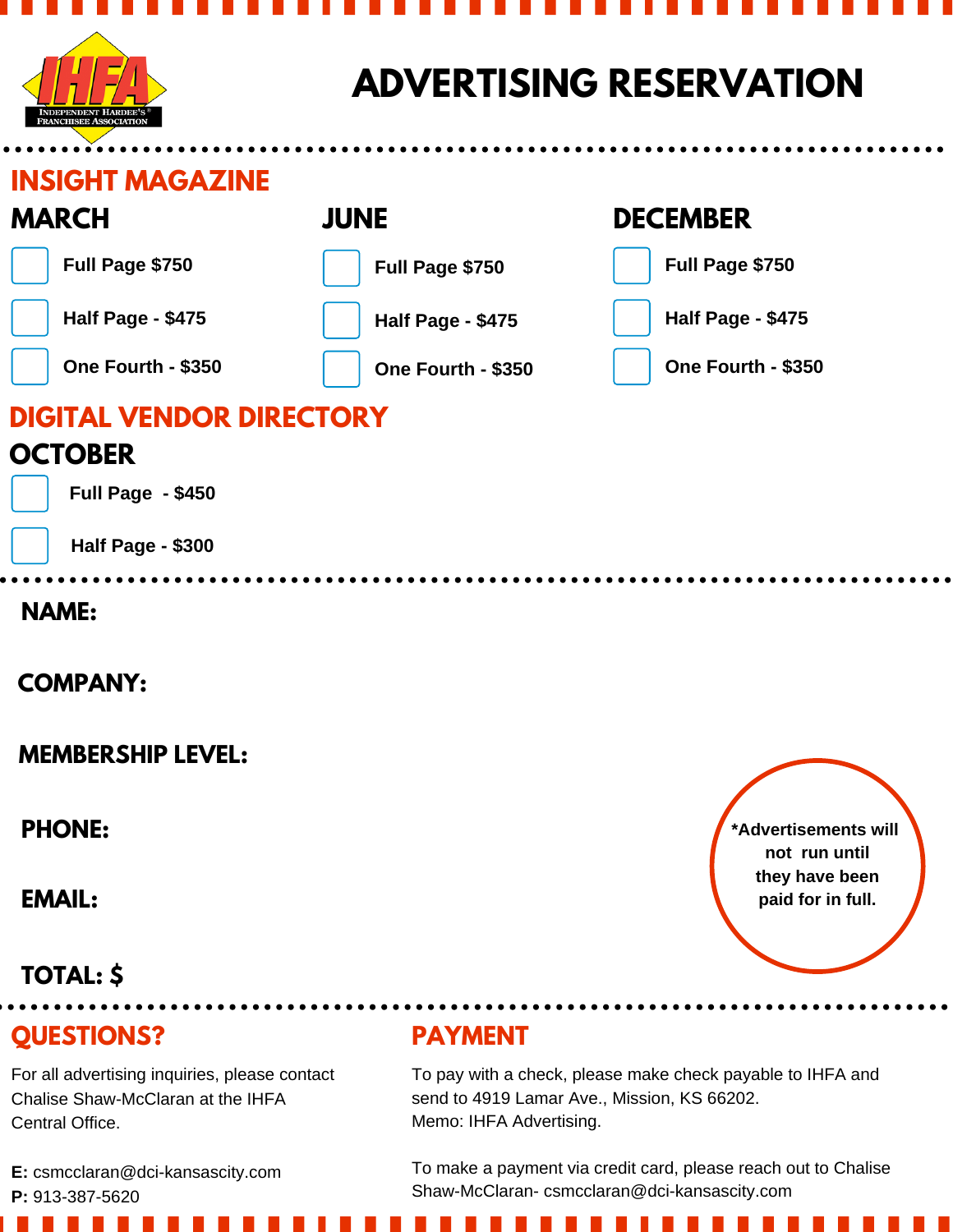# ADVERTISING RESERVATION

## INSIGHT MAGAZINE

### MARCH

- ☐ Full Page $750
- ☐ Half Page - $475
- ☐ One Fourth - $350

### JUNE

- ☐ Full Page $750
- ☐ Half Page - $475
- ☐ One Fourth - $350

### DECEMBER

- ☐ Full Page $750
- ☐ Half Page - $475
- ☐ One Fourth - $350

## DIGITAL VENDOR DIRECTORY

### OCTOBER

- ☐ Full Page - $450
- ☐ Half Page - $300

**NAME:**

**COMPANY:**

**MEMBERSHIP LEVEL:**

**PHONE:**

**EMAIL:**

**TOTAL: $**

***Advertisements will not run until they have been paid for in full.**

## QUESTIONS?

For all advertising inquiries, please contact Chalise Shaw-McClaran at the IHFA Central Office.

**E:** csmcclaran@dci-kansascity.com
**P:** 913-387-5620

## PAYMENT

To pay with a check, please make check payable to IHFA and send to 4919 Lamar Ave., Mission, KS 66202.
Memo: IHFA Advertising.

To make a payment via credit card, please reach out to Chalise Shaw-McClaran- csmcclaran@dci-kansascity.com